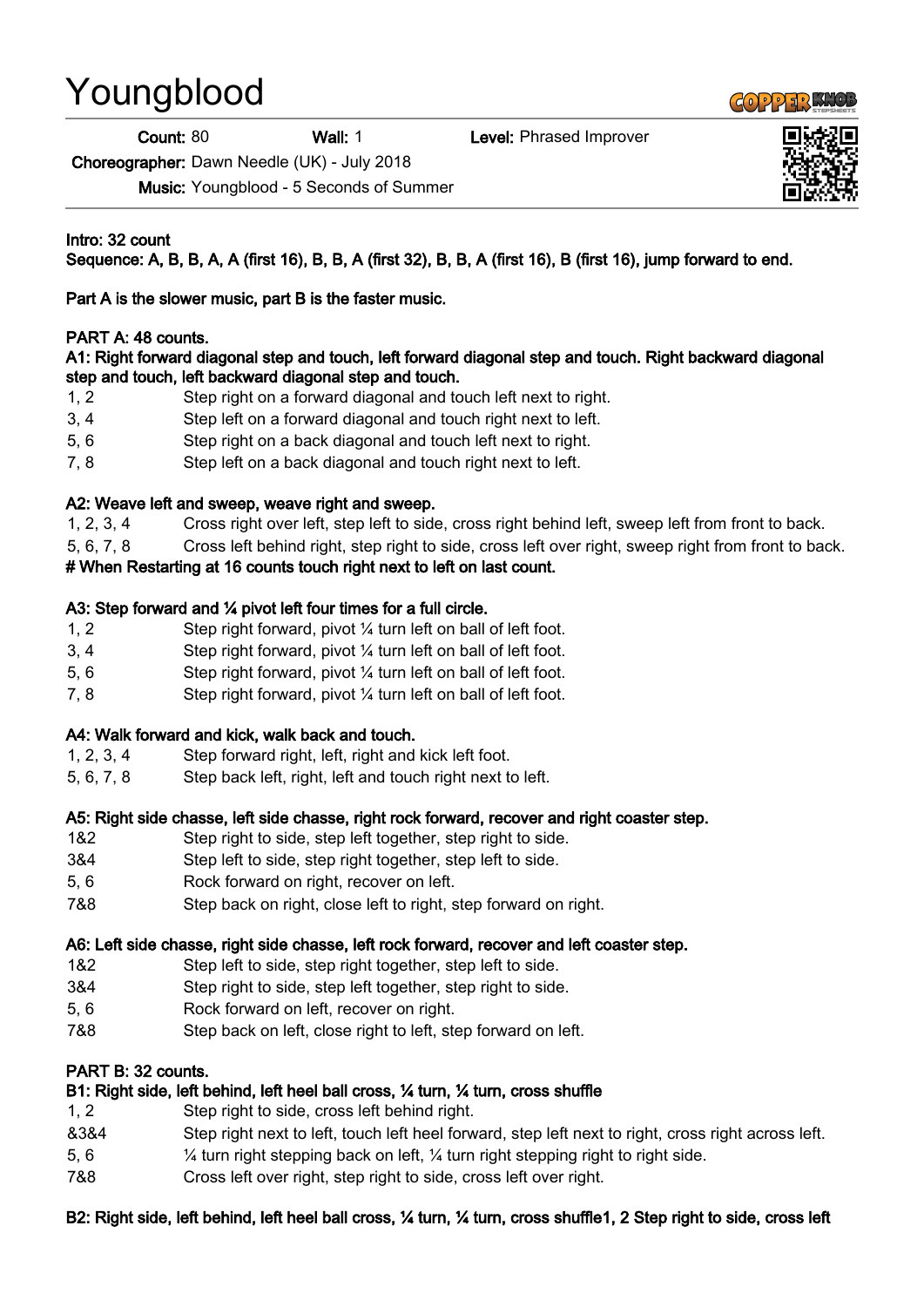# Youngblood

**Count:** 80 **Wall:** 1 **Level:** Phrased Improver

**Choreographer:** Dawn Needle (UK) - July 2018

**Music:** Youngblood - 5 Seconds of Summer

**Intro: 32 count**

**Sequence: A, B, B, A, A (first 16), B, B, A (first 32), B, B, A (first 16), B (first 16), jump forward to end.**

**Part A is the slower music, part B is the faster music.**

**PART A: 48 counts.**

**A1: Right forward diagonal step and touch, left forward diagonal step and touch. Right backward diagonal step and touch, left backward diagonal step and touch.**

| | |
|---|---|
| 1, 2 | Step right on a forward diagonal and touch left next to right. |
| 3, 4 | Step left on a forward diagonal and touch right next to left. |
| 5, 6 | Step right on a back diagonal and touch left next to right. |
| 7, 8 | Step left on a back diagonal and touch right next to left. |

**A2: Weave left and sweep, weave right and sweep.**

| | |
|---|---|
| 1, 2, 3, 4 | Cross right over left, step left to side, cross right behind left, sweep left from front to back. |
| 5, 6, 7, 8 | Cross left behind right, step right to side, cross left over right, sweep right from front to back. |

**# When Restarting at 16 counts touch right next to left on last count.**

**A3: Step forward and ¼ pivot left four times for a full circle.**

| | |
|---|---|
| 1, 2 | Step right forward, pivot ¼ turn left on ball of left foot. |
| 3, 4 | Step right forward, pivot ¼ turn left on ball of left foot. |
| 5, 6 | Step right forward, pivot ¼ turn left on ball of left foot. |
| 7, 8 | Step right forward, pivot ¼ turn left on ball of left foot. |

**A4: Walk forward and kick, walk back and touch.**

| | |
|---|---|
| 1, 2, 3, 4 | Step forward right, left, right and kick left foot. |
| 5, 6, 7, 8 | Step back left, right, left and touch right next to left. |

**A5: Right side chasse, left side chasse, right rock forward, recover and right coaster step.**

| | |
|---|---|
| 1&2 | Step right to side, step left together, step right to side. |
| 3&4 | Step left to side, step right together, step left to side. |
| 5, 6 | Rock forward on right, recover on left. |
| 7&8 | Step back on right, close left to right, step forward on right. |

**A6: Left side chasse, right side chasse, left rock forward, recover and left coaster step.**

| | |
|---|---|
| 1&2 | Step left to side, step right together, step left to side. |
| 3&4 | Step right to side, step left together, step right to side. |
| 5, 6 | Rock forward on left, recover on right. |
| 7&8 | Step back on left, close right to left, step forward on left. |

**PART B: 32 counts.**

**B1: Right side, left behind, left heel ball cross, ¼ turn, ¼ turn, cross shuffle**

| | |
|---|---|
| 1, 2 | Step right to side, cross left behind right. |
| &3&4 | Step right next to left, touch left heel forward, step left next to right, cross right across left. |
| 5, 6 | ¼ turn right stepping back on left, ¼ turn right stepping right to right side. |
| 7&8 | Cross left over right, step right to side, cross left over right. |

**B2: Right side, left behind, left heel ball cross, ¼ turn, ¼ turn, cross shuffle1, 2 Step right to side, cross left**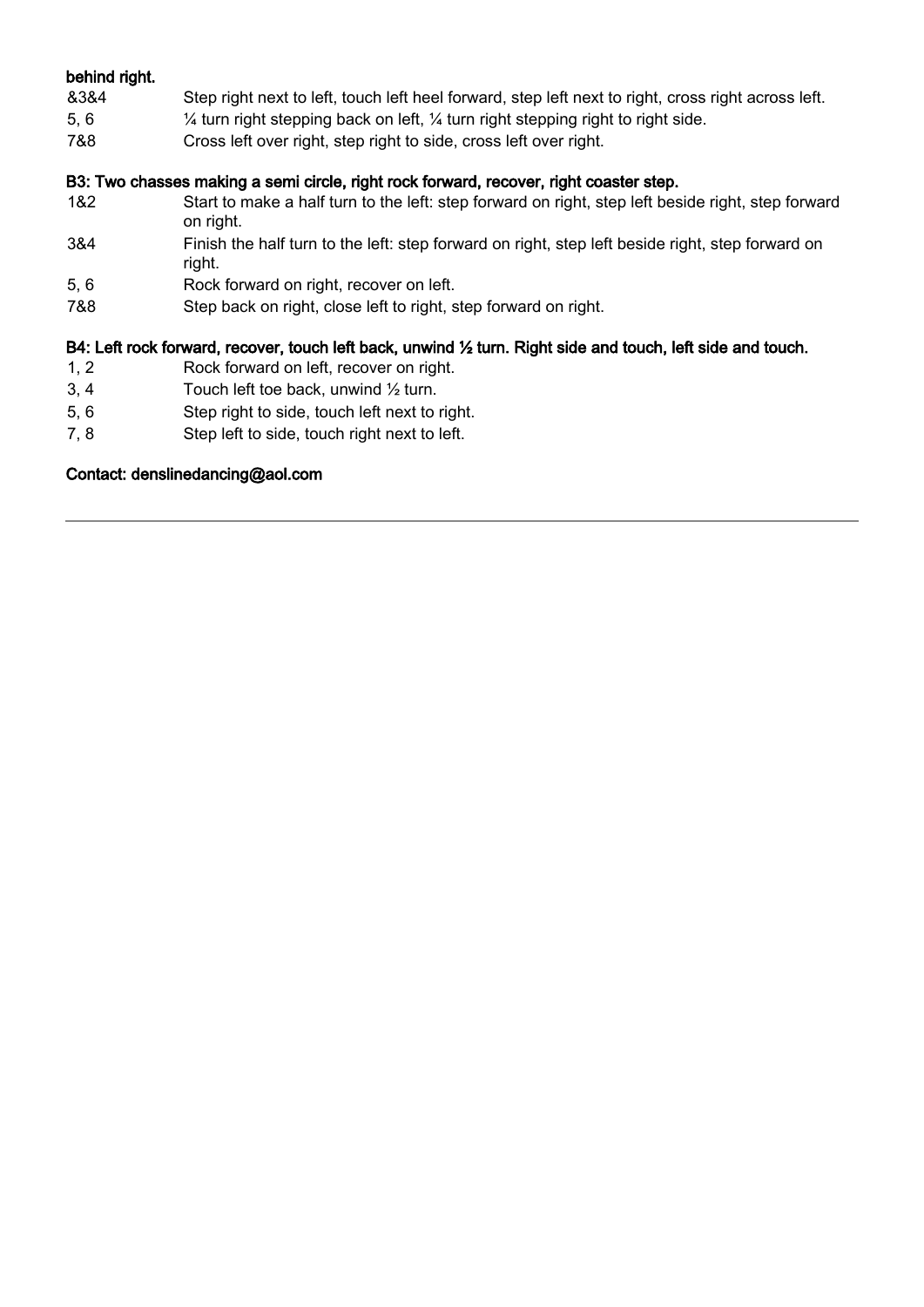**behind right.**

| | |
|---|---|
| &3&4 | Step right next to left, touch left heel forward, step left next to right, cross right across left. |
| 5, 6 | ¼ turn right stepping back on left, ¼ turn right stepping right to right side. |
| 7&8 | Cross left over right, step right to side, cross left over right. |

**B3: Two chasses making a semi circle, right rock forward, recover, right coaster step.**

| | |
|---|---|
| 1&2 | Start to make a half turn to the left: step forward on right, step left beside right, step forward on right. |
| 3&4 | Finish the half turn to the left: step forward on right, step left beside right, step forward on right. |
| 5, 6 | Rock forward on right, recover on left. |
| 7&8 | Step back on right, close left to right, step forward on right. |

**B4: Left rock forward, recover, touch left back, unwind ½ turn. Right side and touch, left side and touch.**

| | |
|---|---|
| 1, 2 | Rock forward on left, recover on right. |
| 3, 4 | Touch left toe back, unwind ½ turn. |
| 5, 6 | Step right to side, touch left next to right. |
| 7, 8 | Step left to side, touch right next to left. |

**Contact: denslinedancing@aol.com**

---